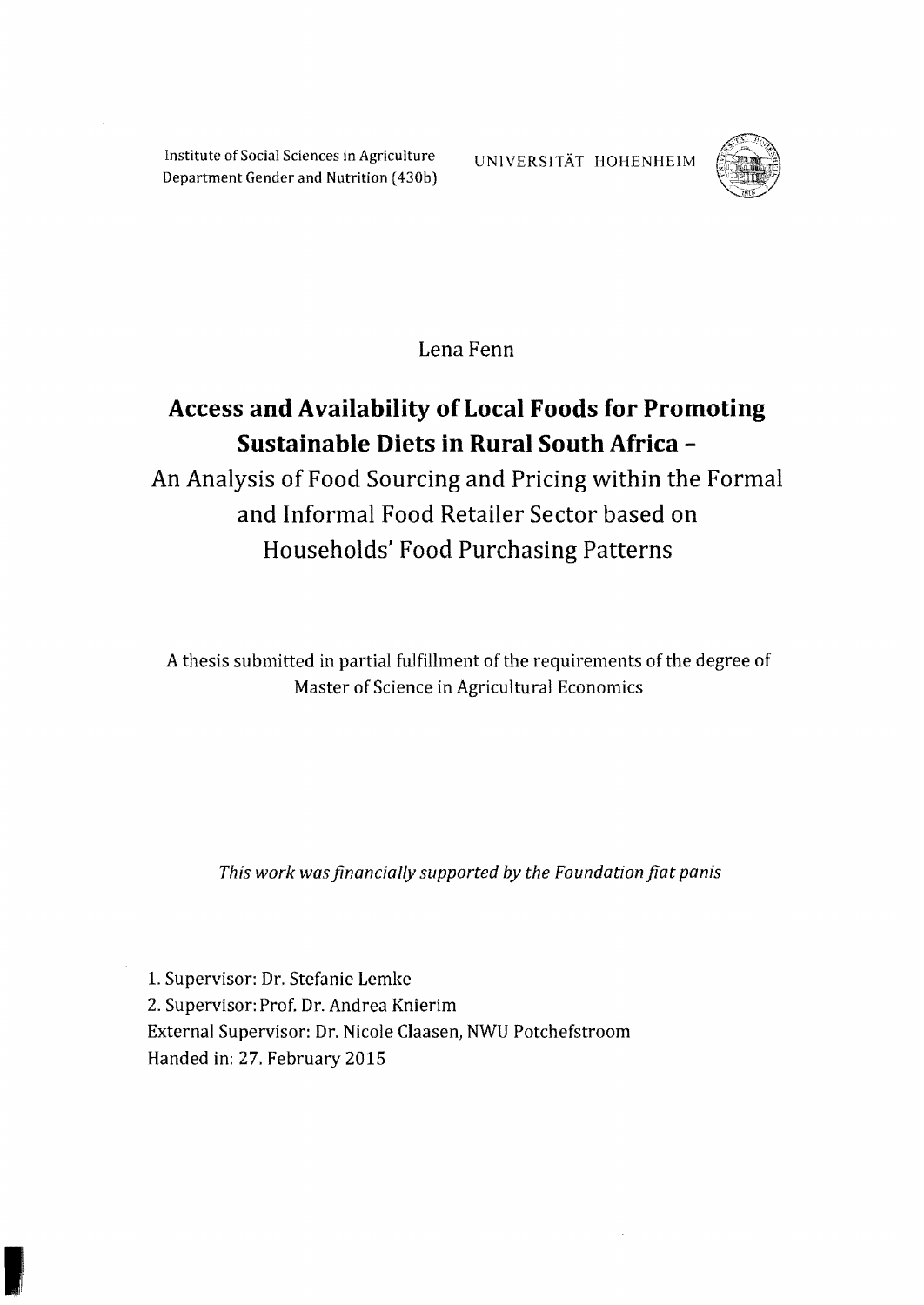Institute of Social Sciences in Agriculture
Department Gender and Nutrition (430b)

UNIVERSITÄT HOHENHEIM

Lena Fenn

# Access and Availability of Local Foods for Promoting Sustainable Diets in Rural South Africa –

## An Analysis of Food Sourcing and Pricing within the Formal and Informal Food Retailer Sector based on Households' Food Purchasing Patterns

A thesis submitted in partial fulfillment of the requirements of the degree of Master of Science in Agricultural Economics

*This work was financially supported by the Foundation fiat panis*

1. Supervisor: Dr. Stefanie Lemke
2. Supervisor: Prof. Dr. Andrea Knierim

External Supervisor: Dr. Nicole Claasen, NWU Potchefstroom

Handed in: 27. February 2015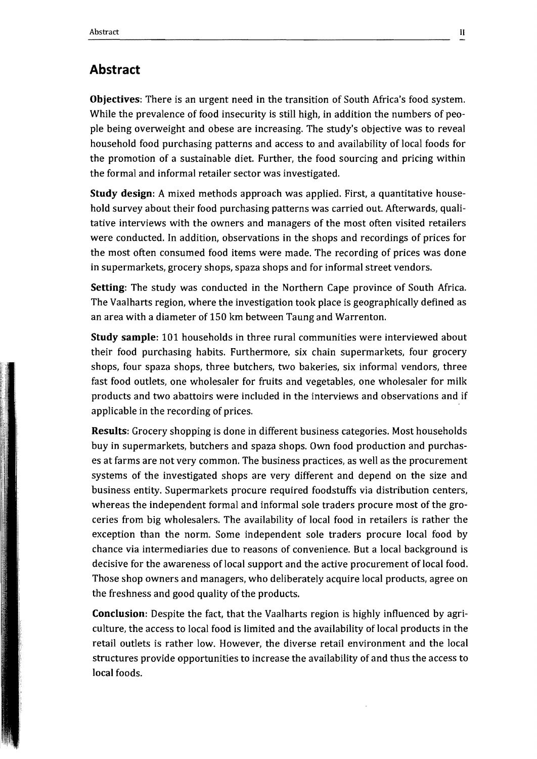## Abstract

**Objectives**: There is an urgent need in the transition of South Africa's food system. While the prevalence of food insecurity is still high, in addition the numbers of people being overweight and obese are increasing. The study's objective was to reveal household food purchasing patterns and access to and availability of local foods for the promotion of a sustainable diet. Further, the food sourcing and pricing within the formal and informal retailer sector was investigated.

**Study design**: A mixed methods approach was applied. First, a quantitative household survey about their food purchasing patterns was carried out. Afterwards, qualitative interviews with the owners and managers of the most often visited retailers were conducted. In addition, observations in the shops and recordings of prices for the most often consumed food items were made. The recording of prices was done in supermarkets, grocery shops, spaza shops and for informal street vendors.

**Setting**: The study was conducted in the Northern Cape province of South Africa. The Vaalharts region, where the investigation took place is geographically defined as an area with a diameter of 150 km between Taung and Warrenton.

**Study sample**: 101 households in three rural communities were interviewed about their food purchasing habits. Furthermore, six chain supermarkets, four grocery shops, four spaza shops, three butchers, two bakeries, six informal vendors, three fast food outlets, one wholesaler for fruits and vegetables, one wholesaler for milk products and two abattoirs were included in the interviews and observations and if applicable in the recording of prices.

**Results**: Grocery shopping is done in different business categories. Most households buy in supermarkets, butchers and spaza shops. Own food production and purchases at farms are not very common. The business practices, as well as the procurement systems of the investigated shops are very different and depend on the size and business entity. Supermarkets procure required foodstuffs via distribution centers, whereas the independent formal and informal sole traders procure most of the groceries from big wholesalers. The availability of local food in retailers is rather the exception than the norm. Some independent sole traders procure local food by chance via intermediaries due to reasons of convenience. But a local background is decisive for the awareness of local support and the active procurement of local food. Those shop owners and managers, who deliberately acquire local products, agree on the freshness and good quality of the products.

**Conclusion**: Despite the fact, that the Vaalharts region is highly influenced by agriculture, the access to local food is limited and the availability of local products in the retail outlets is rather low. However, the diverse retail environment and the local structures provide opportunities to increase the availability of and thus the access to local foods.